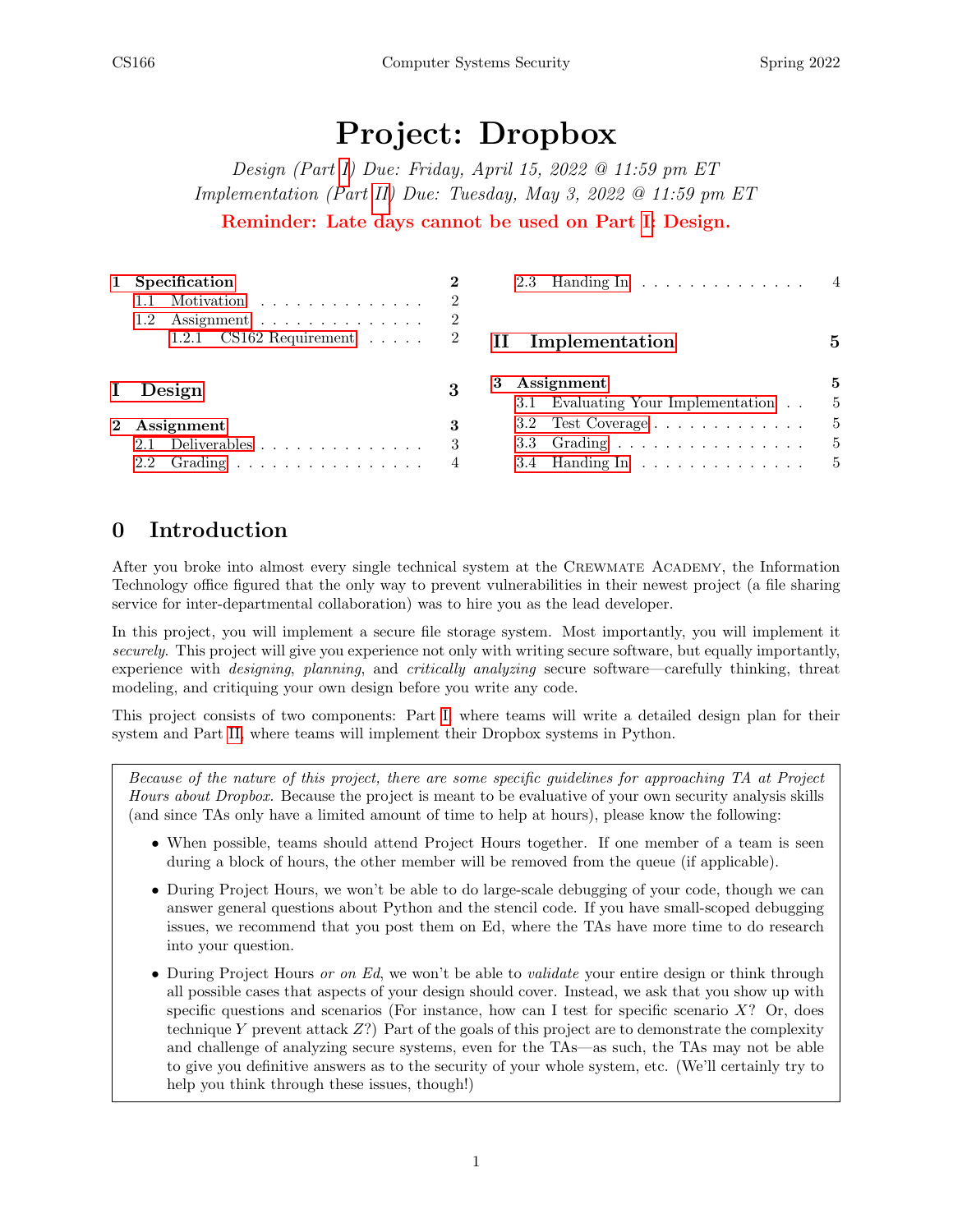# Project: Dropbox

*Design (Part I) Due: Friday, April 15, 2022 @ 11:59 pm ET*
*Implementation (Part II) Due: Tuesday, May 3, 2022 @ 11:59 pm ET*

**Reminder: Late days cannot be used on Part I: Design.**

- **1 Specification** — 2
  - 1.1 Motivation — 2
  - 1.2 Assignment — 2
    - 1.2.1 CS162 Requirement — 2
- **I Design** — 3
- **2 Assignment** — 3
  - 2.1 Deliverables — 3
  - 2.2 Grading — 4
  - 2.3 Handing In — 4
- **II Implementation** — 5
- **3 Assignment** — 5
  - 3.1 Evaluating Your Implementation — 5
  - 3.2 Test Coverage — 5
  - 3.3 Grading — 5
  - 3.4 Handing In — 5

## 0 Introduction

After you broke into almost every single technical system at the Crewmate Academy, the Information Technology office figured that the only way to prevent vulnerabilities in their newest project (a file sharing service for inter-departmental collaboration) was to hire you as the lead developer.

In this project, you will implement a secure file storage system. Most importantly, you will implement it *securely*. This project will give you experience not only with writing secure software, but equally importantly, experience with *designing*, *planning*, and *critically analyzing* secure software—carefully thinking, threat modeling, and critiquing your own design before you write any code.

This project consists of two components: Part I, where teams will write a detailed design plan for their system and Part II, where teams will implement their Dropbox systems in Python.

> *Because of the nature of this project, there are some specific guidelines for approaching TA at Project Hours about Dropbox.* Because the project is meant to be evaluative of your own security analysis skills (and since TAs only have a limited amount of time to help at hours), please know the following:
>
> - When possible, teams should attend Project Hours together. If one member of a team is seen during a block of hours, the other member will be removed from the queue (if applicable).
> - During Project Hours, we won't be able to do large-scale debugging of your code, though we can answer general questions about Python and the stencil code. If you have small-scoped debugging issues, we recommend that you post them on Ed, where the TAs have more time to do research into your question.
> - During Project Hours *or on Ed*, we won't be able to *validate* your entire design or think through all possible cases that aspects of your design should cover. Instead, we ask that you show up with specific questions and scenarios (For instance, how can I test for specific scenario $X$? Or, does technique $Y$ prevent attack $Z$?) Part of the goals of this project are to demonstrate the complexity and challenge of analyzing secure systems, even for the TAs—as such, the TAs may not be able to give you definitive answers as to the security of your whole system, etc. (We'll certainly try to help you think through these issues, though!)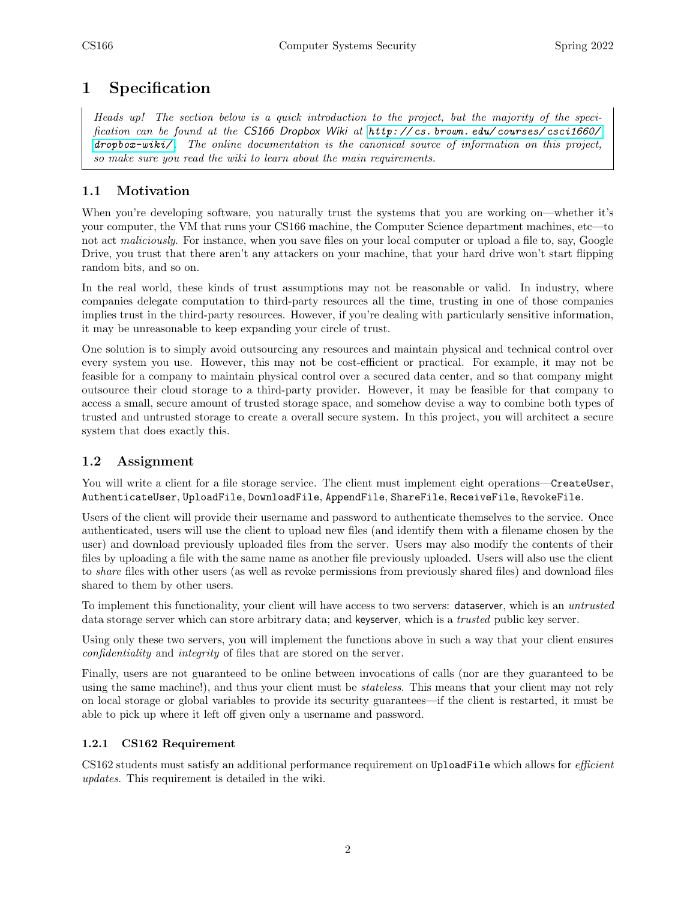# 1 Specification

> *Heads up! The section below is a quick introduction to the project, but the majority of the specification can be found at the CS166 Dropbox Wiki at [http://cs.brown.edu/courses/csci1660/dropbox-wiki/](http://cs.brown.edu/courses/csci1660/dropbox-wiki/). The online documentation is the canonical source of information on this project, so make sure you read the wiki to learn about the main requirements.*

## 1.1 Motivation

When you're developing software, you naturally trust the systems that you are working on—whether it's your computer, the VM that runs your CS166 machine, the Computer Science department machines, etc—to not act *maliciously*. For instance, when you save files on your local computer or upload a file to, say, Google Drive, you trust that there aren't any attackers on your machine, that your hard drive won't start flipping random bits, and so on.

In the real world, these kinds of trust assumptions may not be reasonable or valid. In industry, where companies delegate computation to third-party resources all the time, trusting in one of those companies implies trust in the third-party resources. However, if you're dealing with particularly sensitive information, it may be unreasonable to keep expanding your circle of trust.

One solution is to simply avoid outsourcing any resources and maintain physical and technical control over every system you use. However, this may not be cost-efficient or practical. For example, it may not be feasible for a company to maintain physical control over a secured data center, and so that company might outsource their cloud storage to a third-party provider. However, it may be feasible for that company to access a small, secure amount of trusted storage space, and somehow devise a way to combine both types of trusted and untrusted storage to create a overall secure system. In this project, you will architect a secure system that does exactly this.

## 1.2 Assignment

You will write a client for a file storage service. The client must implement eight operations—`CreateUser`, `AuthenticateUser`, `UploadFile`, `DownloadFile`, `AppendFile`, `ShareFile`, `ReceiveFile`, `RevokeFile`.

Users of the client will provide their username and password to authenticate themselves to the service. Once authenticated, users will use the client to upload new files (and identify them with a filename chosen by the user) and download previously uploaded files from the server. Users may also modify the contents of their files by uploading a file with the same name as another file previously uploaded. Users will also use the client to *share* files with other users (as well as revoke permissions from previously shared files) and download files shared to them by other users.

To implement this functionality, your client will have access to two servers: dataserver, which is an *untrusted* data storage server which can store arbitrary data; and keyserver, which is a *trusted* public key server.

Using only these two servers, you will implement the functions above in such a way that your client ensures *confidentiality* and *integrity* of files that are stored on the server.

Finally, users are not guaranteed to be online between invocations of calls (nor are they guaranteed to be using the same machine!), and thus your client must be *stateless*. This means that your client may not rely on local storage or global variables to provide its security guarantees—if the client is restarted, it must be able to pick up where it left off given only a username and password.

### 1.2.1 CS162 Requirement

CS162 students must satisfy an additional performance requirement on `UploadFile` which allows for *efficient updates*. This requirement is detailed in the wiki.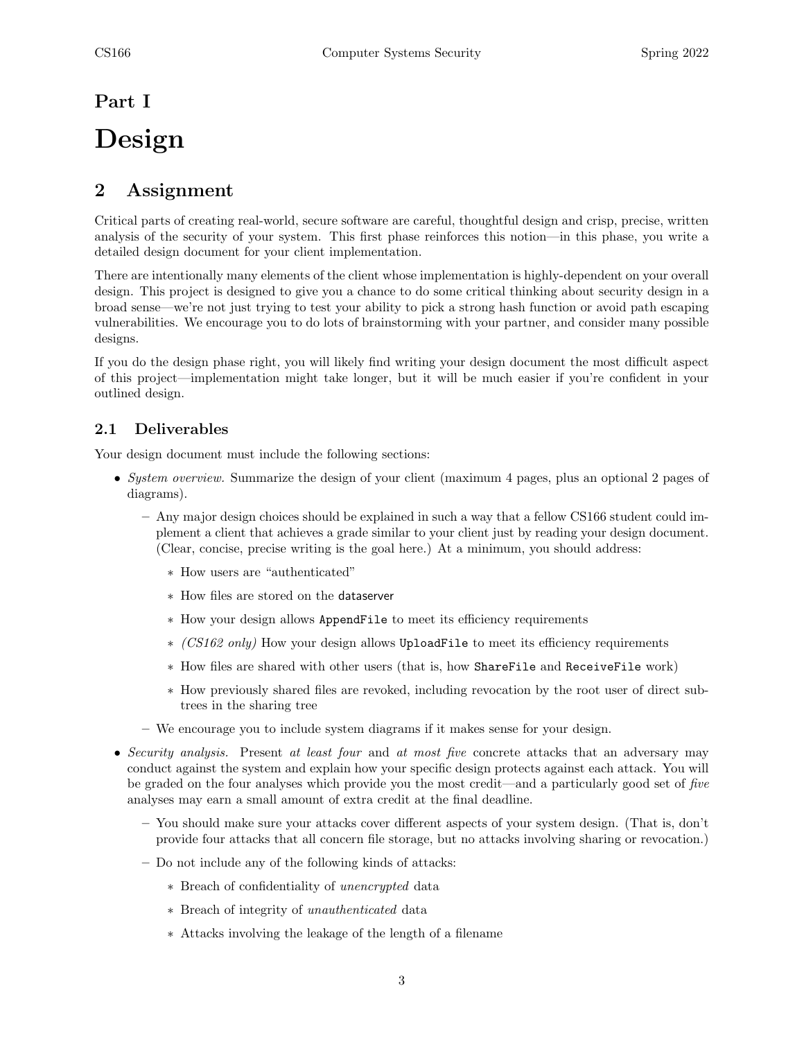# Part I

# Design

## 2 Assignment

Critical parts of creating real-world, secure software are careful, thoughtful design and crisp, precise, written analysis of the security of your system. This first phase reinforces this notion—in this phase, you write a detailed design document for your client implementation.

There are intentionally many elements of the client whose implementation is highly-dependent on your overall design. This project is designed to give you a chance to do some critical thinking about security design in a broad sense—we're not just trying to test your ability to pick a strong hash function or avoid path escaping vulnerabilities. We encourage you to do lots of brainstorming with your partner, and consider many possible designs.

If you do the design phase right, you will likely find writing your design document the most difficult aspect of this project—implementation might take longer, but it will be much easier if you're confident in your outlined design.

### 2.1 Deliverables

Your design document must include the following sections:

- *System overview.* Summarize the design of your client (maximum 4 pages, plus an optional 2 pages of diagrams).
  - Any major design choices should be explained in such a way that a fellow CS166 student could implement a client that achieves a grade similar to your client just by reading your design document. (Clear, concise, precise writing is the goal here.) At a minimum, you should address:
    - How users are "authenticated"
    - How files are stored on the `dataserver`
    - How your design allows `AppendFile` to meet its efficiency requirements
    - *(CS162 only)* How your design allows `UploadFile` to meet its efficiency requirements
    - How files are shared with other users (that is, how `ShareFile` and `ReceiveFile` work)
    - How previously shared files are revoked, including revocation by the root user of direct subtrees in the sharing tree
  - We encourage you to include system diagrams if it makes sense for your design.
- *Security analysis.* Present *at least four* and *at most five* concrete attacks that an adversary may conduct against the system and explain how your specific design protects against each attack. You will be graded on the four analyses which provide you the most credit—and a particularly good set of *five* analyses may earn a small amount of extra credit at the final deadline.
  - You should make sure your attacks cover different aspects of your system design. (That is, don't provide four attacks that all concern file storage, but no attacks involving sharing or revocation.)
  - Do not include any of the following kinds of attacks:
    - Breach of confidentiality of *unencrypted* data
    - Breach of integrity of *unauthenticated* data
    - Attacks involving the leakage of the length of a filename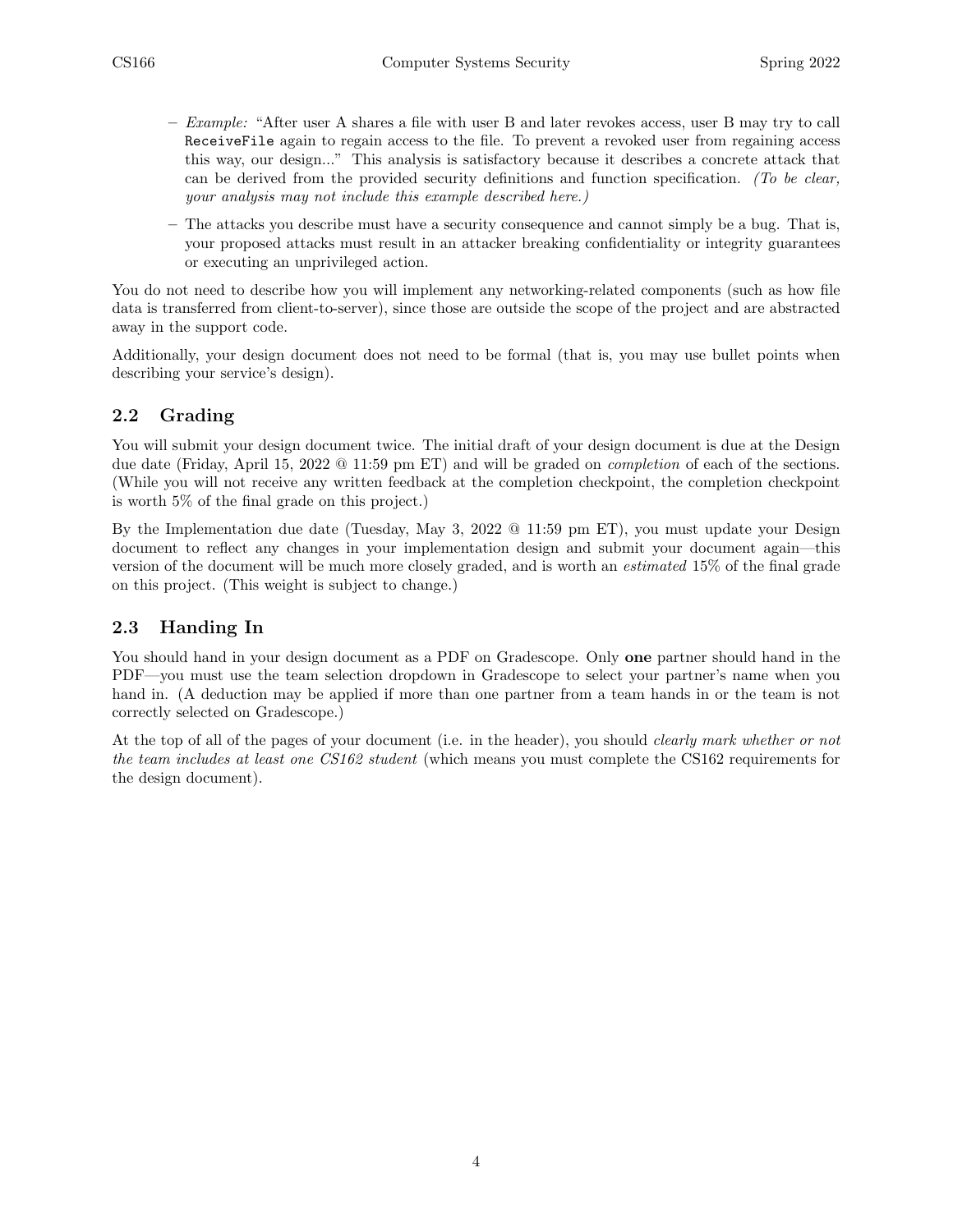- *Example:* "After user A shares a file with user B and later revokes access, user B may try to call `ReceiveFile` again to regain access to the file. To prevent a revoked user from regaining access this way, our design..." This analysis is satisfactory because it describes a concrete attack that can be derived from the provided security definitions and function specification. *(To be clear, your analysis may not include this example described here.)*
  - The attacks you describe must have a security consequence and cannot simply be a bug. That is, your proposed attacks must result in an attacker breaking confidentiality or integrity guarantees or executing an unprivileged action.

You do not need to describe how you will implement any networking-related components (such as how file data is transferred from client-to-server), since those are outside the scope of the project and are abstracted away in the support code.

Additionally, your design document does not need to be formal (that is, you may use bullet points when describing your service's design).

## 2.2 Grading

You will submit your design document twice. The initial draft of your design document is due at the Design due date (Friday, April 15, 2022 @ 11:59 pm ET) and will be graded on *completion* of each of the sections. (While you will not receive any written feedback at the completion checkpoint, the completion checkpoint is worth 5% of the final grade on this project.)

By the Implementation due date (Tuesday, May 3, 2022 @ 11:59 pm ET), you must update your Design document to reflect any changes in your implementation design and submit your document again—this version of the document will be much more closely graded, and is worth an *estimated* 15% of the final grade on this project. (This weight is subject to change.)

## 2.3 Handing In

You should hand in your design document as a PDF on Gradescope. Only **one** partner should hand in the PDF—you must use the team selection dropdown in Gradescope to select your partner's name when you hand in. (A deduction may be applied if more than one partner from a team hands in or the team is not correctly selected on Gradescope.)

At the top of all of the pages of your document (i.e. in the header), you should *clearly mark whether or not the team includes at least one CS162 student* (which means you must complete the CS162 requirements for the design document).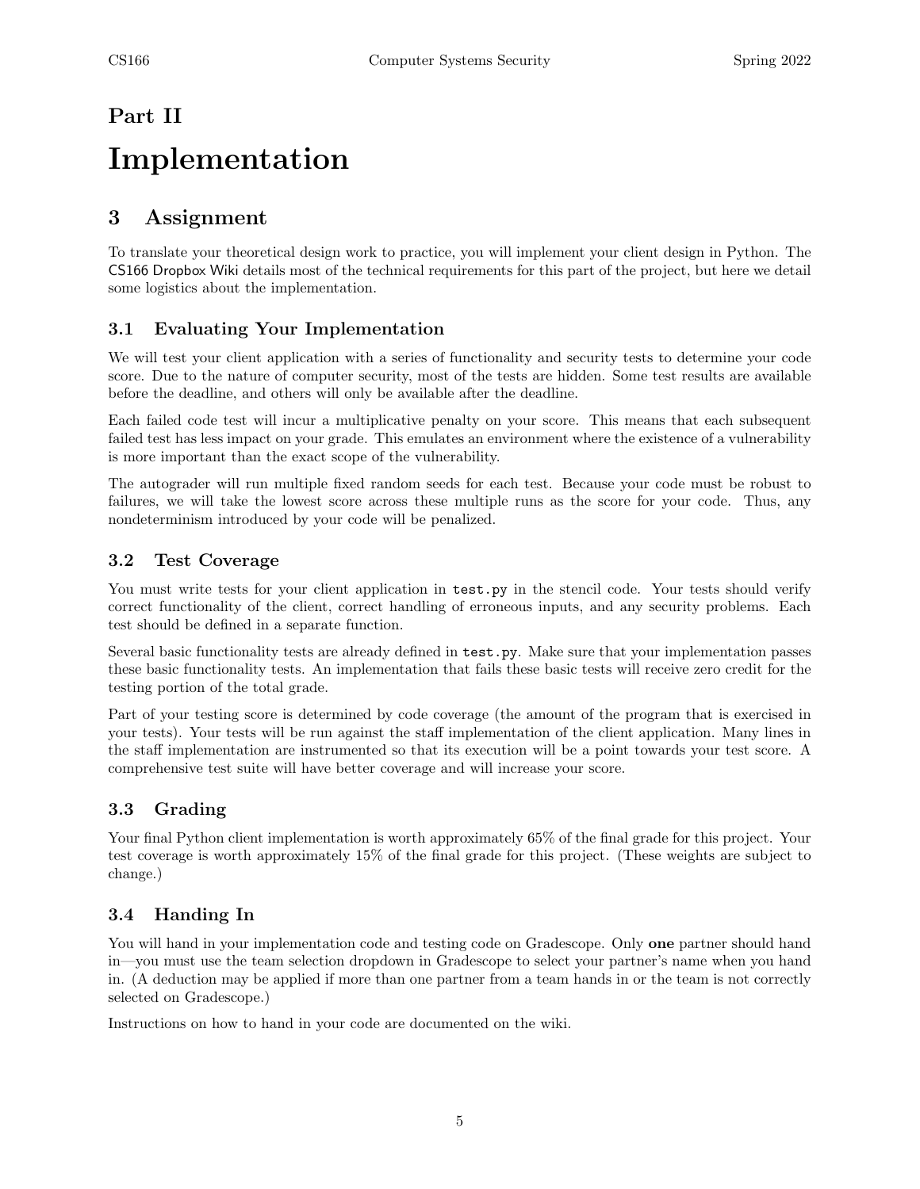# Part II

# Implementation

## 3 Assignment

To translate your theoretical design work to practice, you will implement your client design in Python. The CS166 Dropbox Wiki details most of the technical requirements for this part of the project, but here we detail some logistics about the implementation.

### 3.1 Evaluating Your Implementation

We will test your client application with a series of functionality and security tests to determine your code score. Due to the nature of computer security, most of the tests are hidden. Some test results are available before the deadline, and others will only be available after the deadline.

Each failed code test will incur a multiplicative penalty on your score. This means that each subsequent failed test has less impact on your grade. This emulates an environment where the existence of a vulnerability is more important than the exact scope of the vulnerability.

The autograder will run multiple fixed random seeds for each test. Because your code must be robust to failures, we will take the lowest score across these multiple runs as the score for your code. Thus, any nondeterminism introduced by your code will be penalized.

### 3.2 Test Coverage

You must write tests for your client application in `test.py` in the stencil code. Your tests should verify correct functionality of the client, correct handling of erroneous inputs, and any security problems. Each test should be defined in a separate function.

Several basic functionality tests are already defined in `test.py`. Make sure that your implementation passes these basic functionality tests. An implementation that fails these basic tests will receive zero credit for the testing portion of the total grade.

Part of your testing score is determined by code coverage (the amount of the program that is exercised in your tests). Your tests will be run against the staff implementation of the client application. Many lines in the staff implementation are instrumented so that its execution will be a point towards your test score. A comprehensive test suite will have better coverage and will increase your score.

### 3.3 Grading

Your final Python client implementation is worth approximately 65% of the final grade for this project. Your test coverage is worth approximately 15% of the final grade for this project. (These weights are subject to change.)

### 3.4 Handing In

You will hand in your implementation code and testing code on Gradescope. Only **one** partner should hand in—you must use the team selection dropdown in Gradescope to select your partner's name when you hand in. (A deduction may be applied if more than one partner from a team hands in or the team is not correctly selected on Gradescope.)

Instructions on how to hand in your code are documented on the wiki.